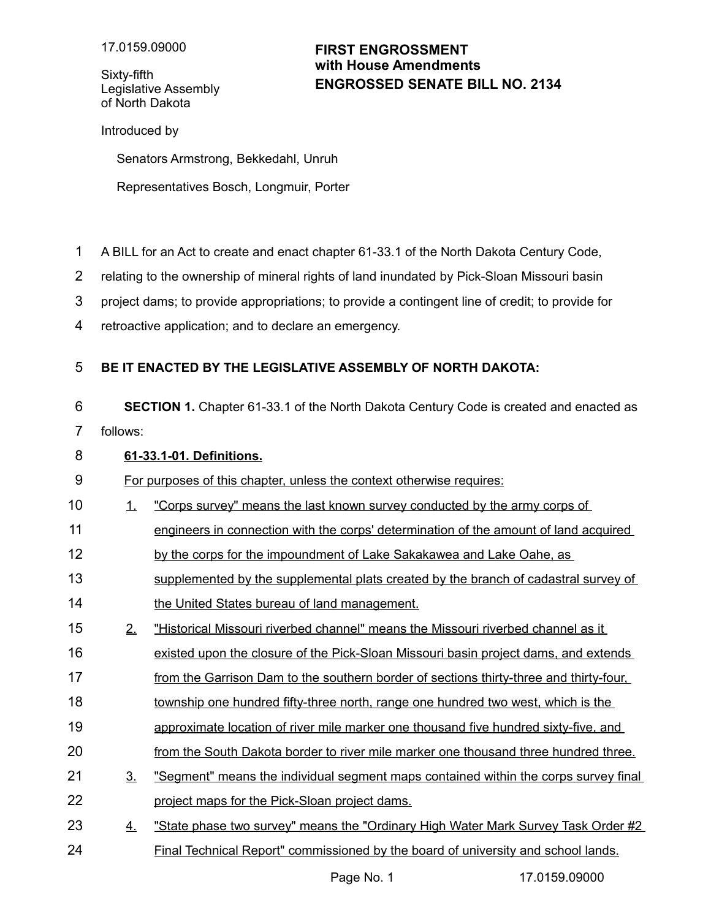17.0159.09000

Sixty-fifth
Legislative Assembly
of North Dakota

**FIRST ENGROSSMENT**
**with House Amendments**
**ENGROSSED SENATE BILL NO. 2134**

Introduced by

Senators Armstrong, Bekkedahl, Unruh

Representatives Bosch, Longmuir, Porter

A BILL for an Act to create and enact chapter 61-33.1 of the North Dakota Century Code, relating to the ownership of mineral rights of land inundated by Pick-Sloan Missouri basin project dams; to provide appropriations; to provide a contingent line of credit; to provide for retroactive application; and to declare an emergency.

**BE IT ENACTED BY THE LEGISLATIVE ASSEMBLY OF NORTH DAKOTA:**

**SECTION 1.** Chapter 61-33.1 of the North Dakota Century Code is created and enacted as follows:

**61-33.1-01. Definitions.**

For purposes of this chapter, unless the context otherwise requires:

1. "Corps survey" means the last known survey conducted by the army corps of engineers in connection with the corps' determination of the amount of land acquired by the corps for the impoundment of Lake Sakakawea and Lake Oahe, as supplemented by the supplemental plats created by the branch of cadastral survey of the United States bureau of land management.
2. "Historical Missouri riverbed channel" means the Missouri riverbed channel as it existed upon the closure of the Pick-Sloan Missouri basin project dams, and extends from the Garrison Dam to the southern border of sections thirty-three and thirty-four, township one hundred fifty-three north, range one hundred two west, which is the approximate location of river mile marker one thousand five hundred sixty-five, and from the South Dakota border to river mile marker one thousand three hundred three.
3. "Segment" means the individual segment maps contained within the corps survey final project maps for the Pick-Sloan project dams.
4. "State phase two survey" means the "Ordinary High Water Mark Survey Task Order #2 Final Technical Report" commissioned by the board of university and school lands.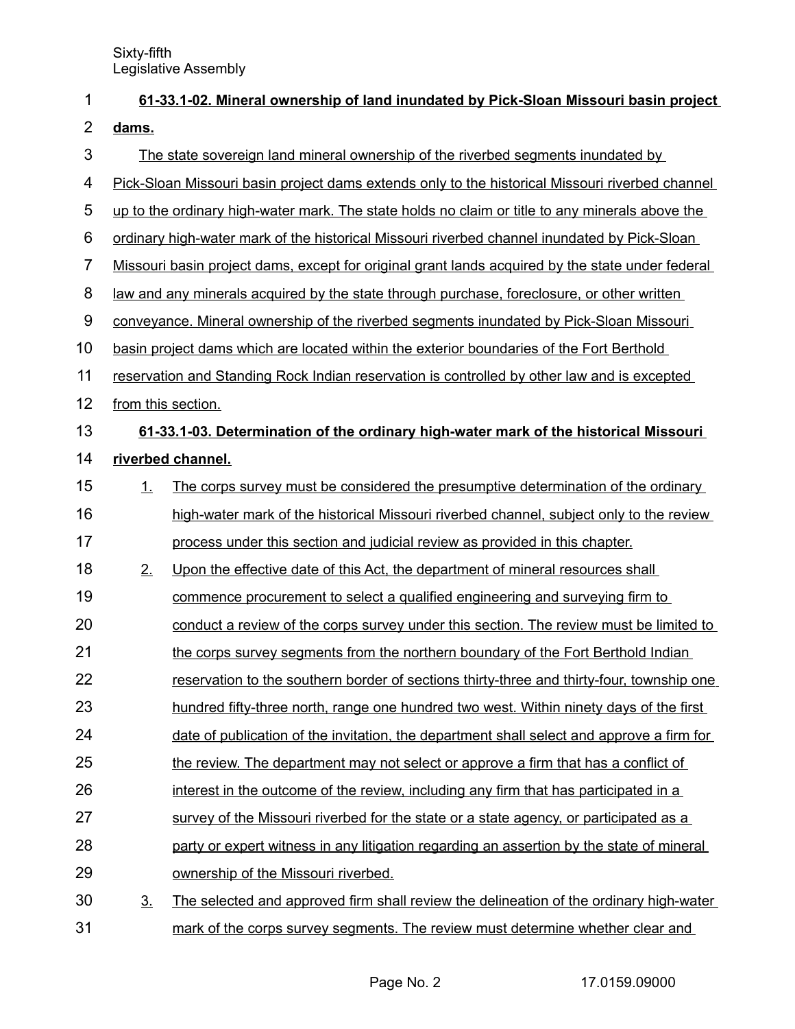**61-33.1-02. Mineral ownership of land inundated by Pick-Sloan Missouri basin project dams.**

The state sovereign land mineral ownership of the riverbed segments inundated by Pick-Sloan Missouri basin project dams extends only to the historical Missouri riverbed channel up to the ordinary high-water mark. The state holds no claim or title to any minerals above the ordinary high-water mark of the historical Missouri riverbed channel inundated by Pick-Sloan Missouri basin project dams, except for original grant lands acquired by the state under federal law and any minerals acquired by the state through purchase, foreclosure, or other written conveyance. Mineral ownership of the riverbed segments inundated by Pick-Sloan Missouri basin project dams which are located within the exterior boundaries of the Fort Berthold reservation and Standing Rock Indian reservation is controlled by other law and is excepted from this section.

**61-33.1-03. Determination of the ordinary high-water mark of the historical Missouri riverbed channel.**

1. The corps survey must be considered the presumptive determination of the ordinary high-water mark of the historical Missouri riverbed channel, subject only to the review process under this section and judicial review as provided in this chapter.
2. Upon the effective date of this Act, the department of mineral resources shall commence procurement to select a qualified engineering and surveying firm to conduct a review of the corps survey under this section. The review must be limited to the corps survey segments from the northern boundary of the Fort Berthold Indian reservation to the southern border of sections thirty-three and thirty-four, township one hundred fifty-three north, range one hundred two west. Within ninety days of the first date of publication of the invitation, the department shall select and approve a firm for the review. The department may not select or approve a firm that has a conflict of interest in the outcome of the review, including any firm that has participated in a survey of the Missouri riverbed for the state or a state agency, or participated as a party or expert witness in any litigation regarding an assertion by the state of mineral ownership of the Missouri riverbed.
3. The selected and approved firm shall review the delineation of the ordinary high-water mark of the corps survey segments. The review must determine whether clear and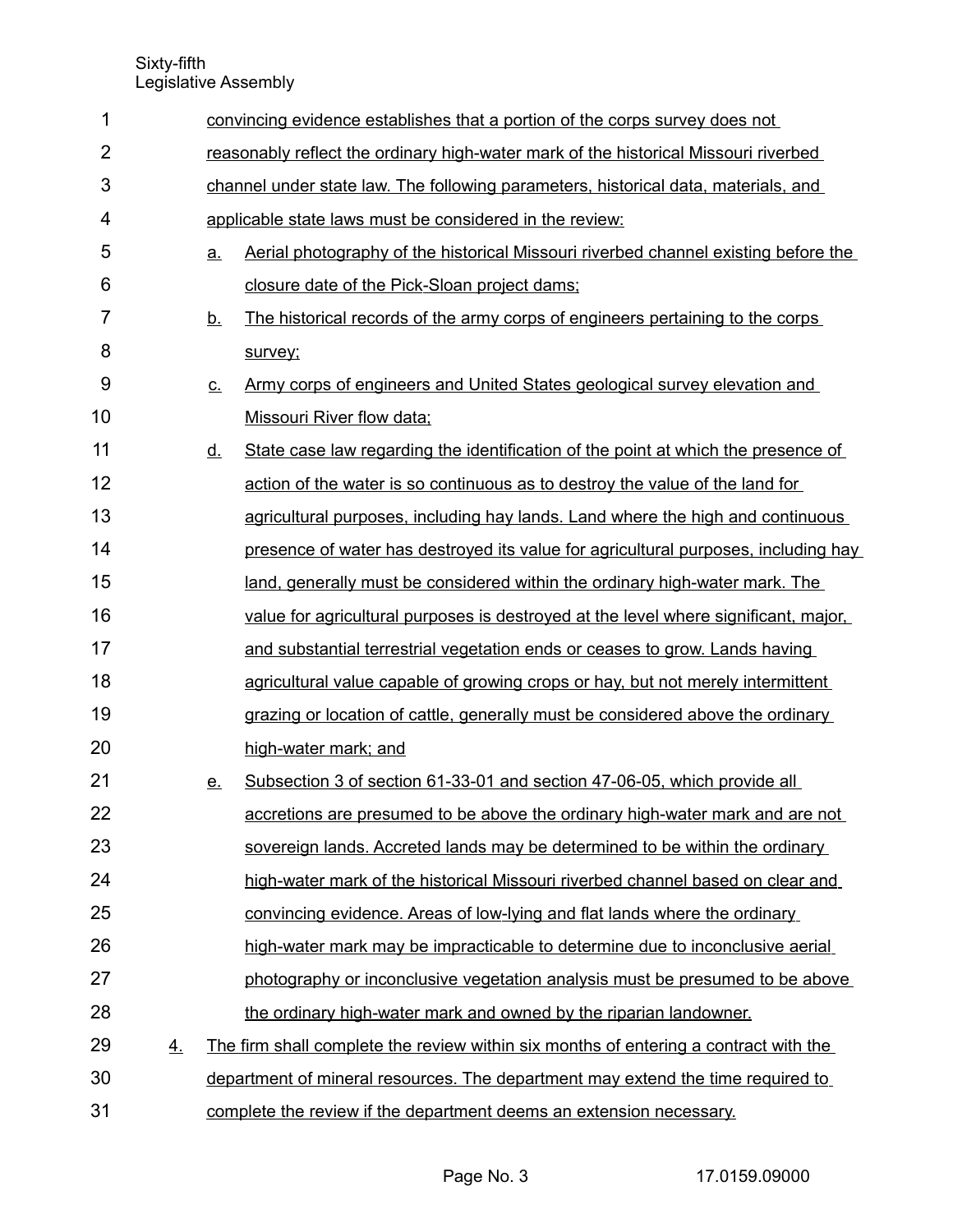convincing evidence establishes that a portion of the corps survey does not reasonably reflect the ordinary high-water mark of the historical Missouri riverbed channel under state law. The following parameters, historical data, materials, and applicable state laws must be considered in the review:

a. Aerial photography of the historical Missouri riverbed channel existing before the closure date of the Pick-Sloan project dams;

b. The historical records of the army corps of engineers pertaining to the corps survey;

c. Army corps of engineers and United States geological survey elevation and Missouri River flow data;

d. State case law regarding the identification of the point at which the presence of action of the water is so continuous as to destroy the value of the land for agricultural purposes, including hay lands. Land where the high and continuous presence of water has destroyed its value for agricultural purposes, including hay land, generally must be considered within the ordinary high-water mark. The value for agricultural purposes is destroyed at the level where significant, major, and substantial terrestrial vegetation ends or ceases to grow. Lands having agricultural value capable of growing crops or hay, but not merely intermittent grazing or location of cattle, generally must be considered above the ordinary high-water mark; and

e. Subsection 3 of section 61-33-01 and section 47-06-05, which provide all accretions are presumed to be above the ordinary high-water mark and are not sovereign lands. Accreted lands may be determined to be within the ordinary high-water mark of the historical Missouri riverbed channel based on clear and convincing evidence. Areas of low-lying and flat lands where the ordinary high-water mark may be impracticable to determine due to inconclusive aerial photography or inconclusive vegetation analysis must be presumed to be above the ordinary high-water mark and owned by the riparian landowner.

4. The firm shall complete the review within six months of entering a contract with the department of mineral resources. The department may extend the time required to complete the review if the department deems an extension necessary.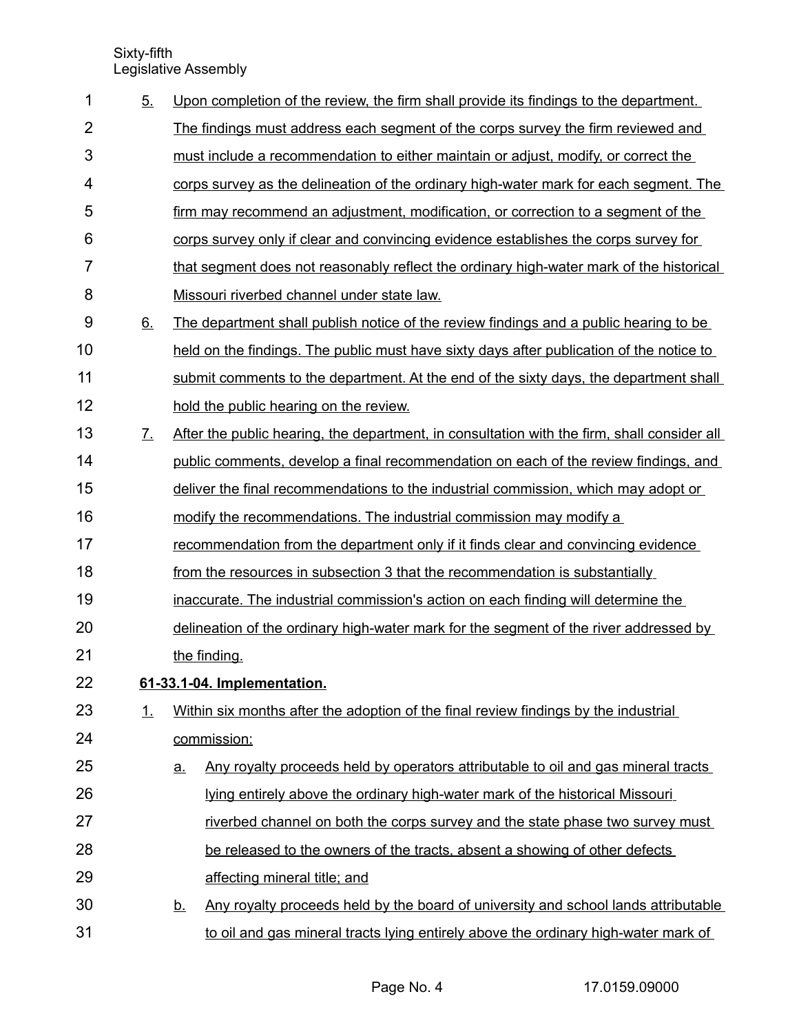5. Upon completion of the review, the firm shall provide its findings to the department. The findings must address each segment of the corps survey the firm reviewed and must include a recommendation to either maintain or adjust, modify, or correct the corps survey as the delineation of the ordinary high-water mark for each segment. The firm may recommend an adjustment, modification, or correction to a segment of the corps survey only if clear and convincing evidence establishes the corps survey for that segment does not reasonably reflect the ordinary high-water mark of the historical Missouri riverbed channel under state law.

6. The department shall publish notice of the review findings and a public hearing to be held on the findings. The public must have sixty days after publication of the notice to submit comments to the department. At the end of the sixty days, the department shall hold the public hearing on the review.

7. After the public hearing, the department, in consultation with the firm, shall consider all public comments, develop a final recommendation on each of the review findings, and deliver the final recommendations to the industrial commission, which may adopt or modify the recommendations. The industrial commission may modify a recommendation from the department only if it finds clear and convincing evidence from the resources in subsection 3 that the recommendation is substantially inaccurate. The industrial commission's action on each finding will determine the delineation of the ordinary high-water mark for the segment of the river addressed by the finding.

**61-33.1-04. Implementation.**

1. Within six months after the adoption of the final review findings by the industrial commission:

   a. Any royalty proceeds held by operators attributable to oil and gas mineral tracts lying entirely above the ordinary high-water mark of the historical Missouri riverbed channel on both the corps survey and the state phase two survey must be released to the owners of the tracts, absent a showing of other defects affecting mineral title; and

   b. Any royalty proceeds held by the board of university and school lands attributable to oil and gas mineral tracts lying entirely above the ordinary high-water mark of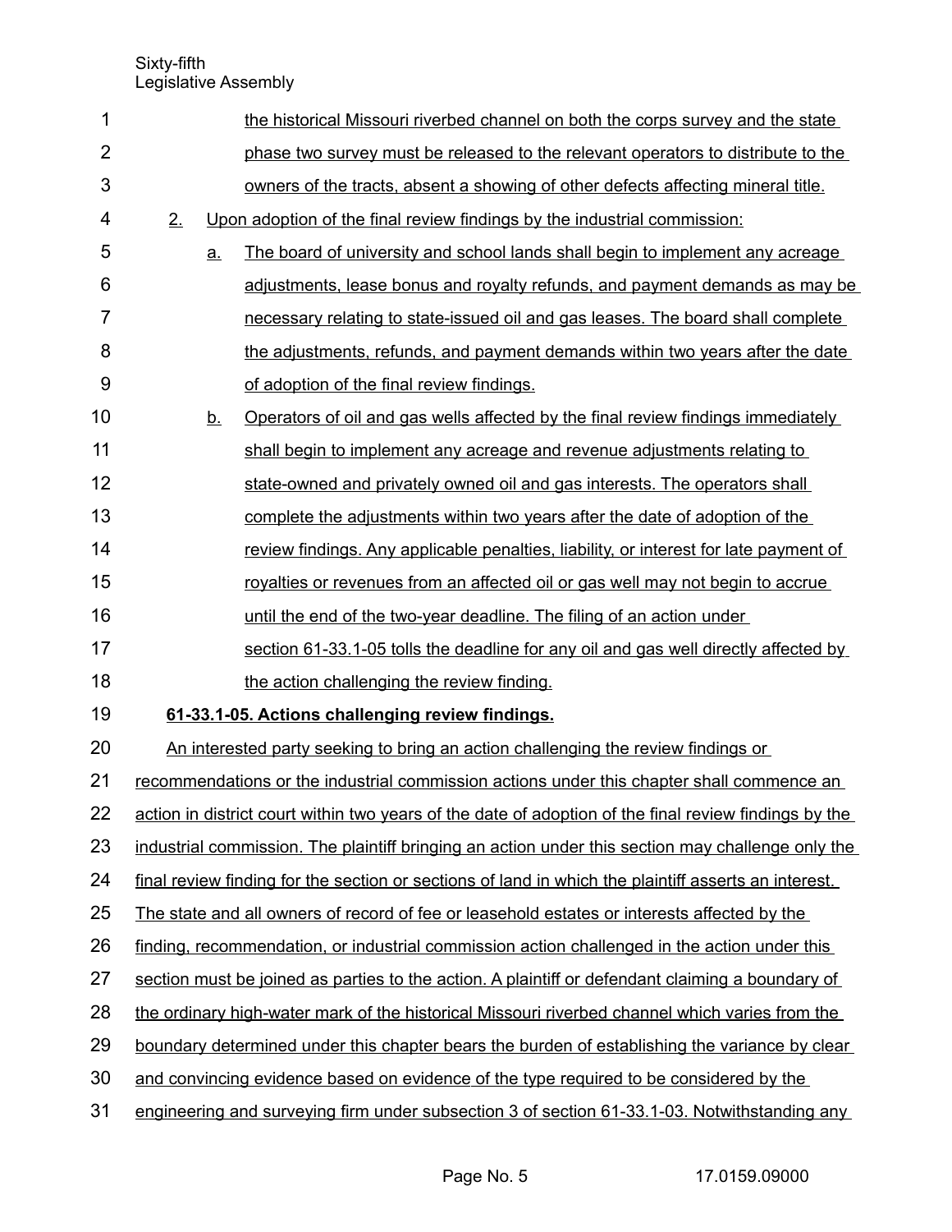the historical Missouri riverbed channel on both the corps survey and the state phase two survey must be released to the relevant operators to distribute to the owners of the tracts, absent a showing of other defects affecting mineral title.

2. Upon adoption of the final review findings by the industrial commission:

   a. The board of university and school lands shall begin to implement any acreage adjustments, lease bonus and royalty refunds, and payment demands as may be necessary relating to state-issued oil and gas leases. The board shall complete the adjustments, refunds, and payment demands within two years after the date of adoption of the final review findings.

   b. Operators of oil and gas wells affected by the final review findings immediately shall begin to implement any acreage and revenue adjustments relating to state-owned and privately owned oil and gas interests. The operators shall complete the adjustments within two years after the date of adoption of the review findings. Any applicable penalties, liability, or interest for late payment of royalties or revenues from an affected oil or gas well may not begin to accrue until the end of the two-year deadline. The filing of an action under section 61-33.1-05 tolls the deadline for any oil and gas well directly affected by the action challenging the review finding.

**61-33.1-05. Actions challenging review findings.**

An interested party seeking to bring an action challenging the review findings or recommendations or the industrial commission actions under this chapter shall commence an action in district court within two years of the date of adoption of the final review findings by the industrial commission. The plaintiff bringing an action under this section may challenge only the final review finding for the section or sections of land in which the plaintiff asserts an interest. The state and all owners of record of fee or leasehold estates or interests affected by the finding, recommendation, or industrial commission action challenged in the action under this section must be joined as parties to the action. A plaintiff or defendant claiming a boundary of the ordinary high-water mark of the historical Missouri riverbed channel which varies from the boundary determined under this chapter bears the burden of establishing the variance by clear and convincing evidence based on evidence of the type required to be considered by the engineering and surveying firm under subsection 3 of section 61-33.1-03. Notwithstanding any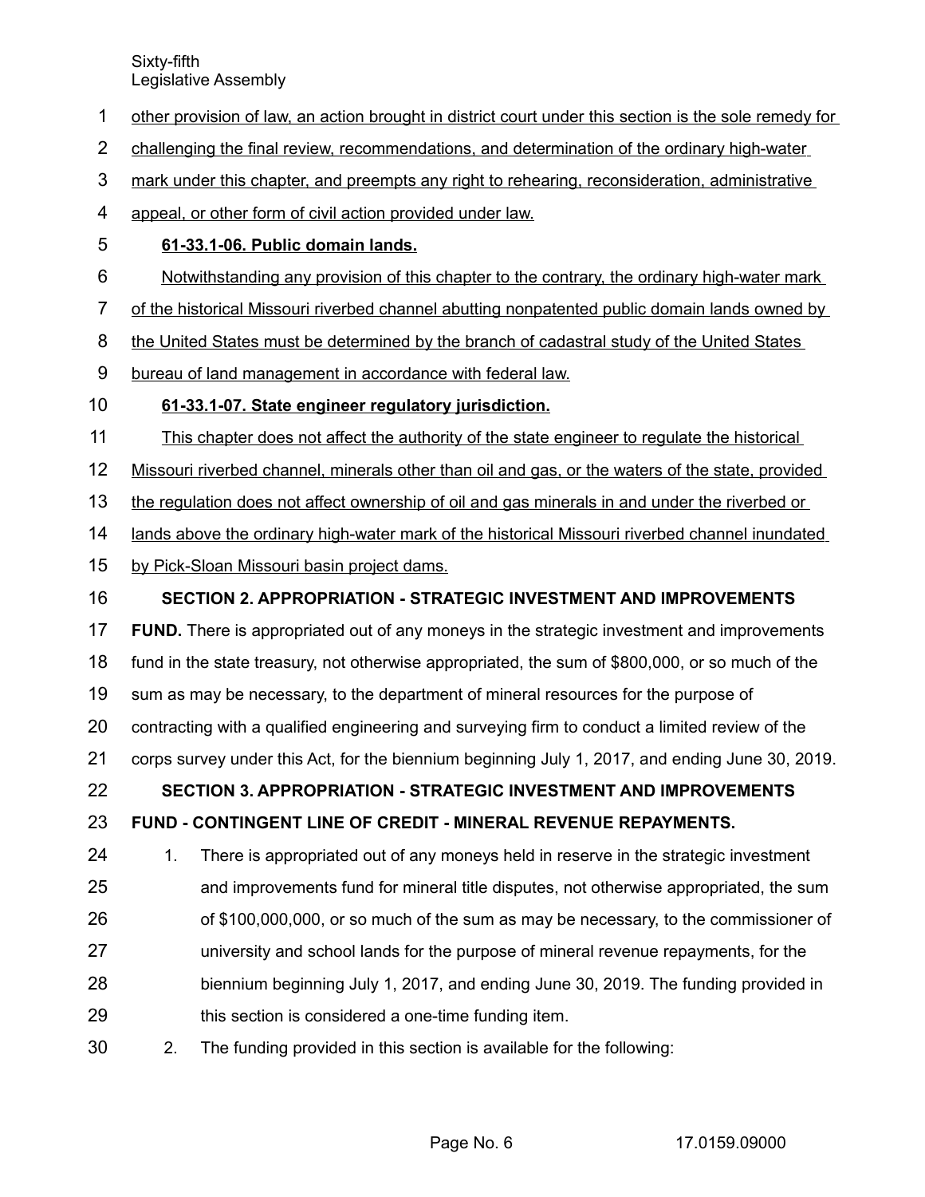other provision of law, an action brought in district court under this section is the sole remedy for challenging the final review, recommendations, and determination of the ordinary high-water mark under this chapter, and preempts any right to rehearing, reconsideration, administrative appeal, or other form of civil action provided under law.

**61-33.1-06. Public domain lands.**

Notwithstanding any provision of this chapter to the contrary, the ordinary high-water mark of the historical Missouri riverbed channel abutting nonpatented public domain lands owned by the United States must be determined by the branch of cadastral study of the United States bureau of land management in accordance with federal law.

**61-33.1-07. State engineer regulatory jurisdiction.**

This chapter does not affect the authority of the state engineer to regulate the historical Missouri riverbed channel, minerals other than oil and gas, or the waters of the state, provided the regulation does not affect ownership of oil and gas minerals in and under the riverbed or lands above the ordinary high-water mark of the historical Missouri riverbed channel inundated by Pick-Sloan Missouri basin project dams.

**SECTION 2. APPROPRIATION - STRATEGIC INVESTMENT AND IMPROVEMENTS FUND.** There is appropriated out of any moneys in the strategic investment and improvements fund in the state treasury, not otherwise appropriated, the sum of $800,000, or so much of the sum as may be necessary, to the department of mineral resources for the purpose of contracting with a qualified engineering and surveying firm to conduct a limited review of the corps survey under this Act, for the biennium beginning July 1, 2017, and ending June 30, 2019.

**SECTION 3. APPROPRIATION - STRATEGIC INVESTMENT AND IMPROVEMENTS FUND - CONTINGENT LINE OF CREDIT - MINERAL REVENUE REPAYMENTS.**

1. There is appropriated out of any moneys held in reserve in the strategic investment and improvements fund for mineral title disputes, not otherwise appropriated, the sum of $100,000,000, or so much of the sum as may be necessary, to the commissioner of university and school lands for the purpose of mineral revenue repayments, for the biennium beginning July 1, 2017, and ending June 30, 2019. The funding provided in this section is considered a one-time funding item.
2. The funding provided in this section is available for the following: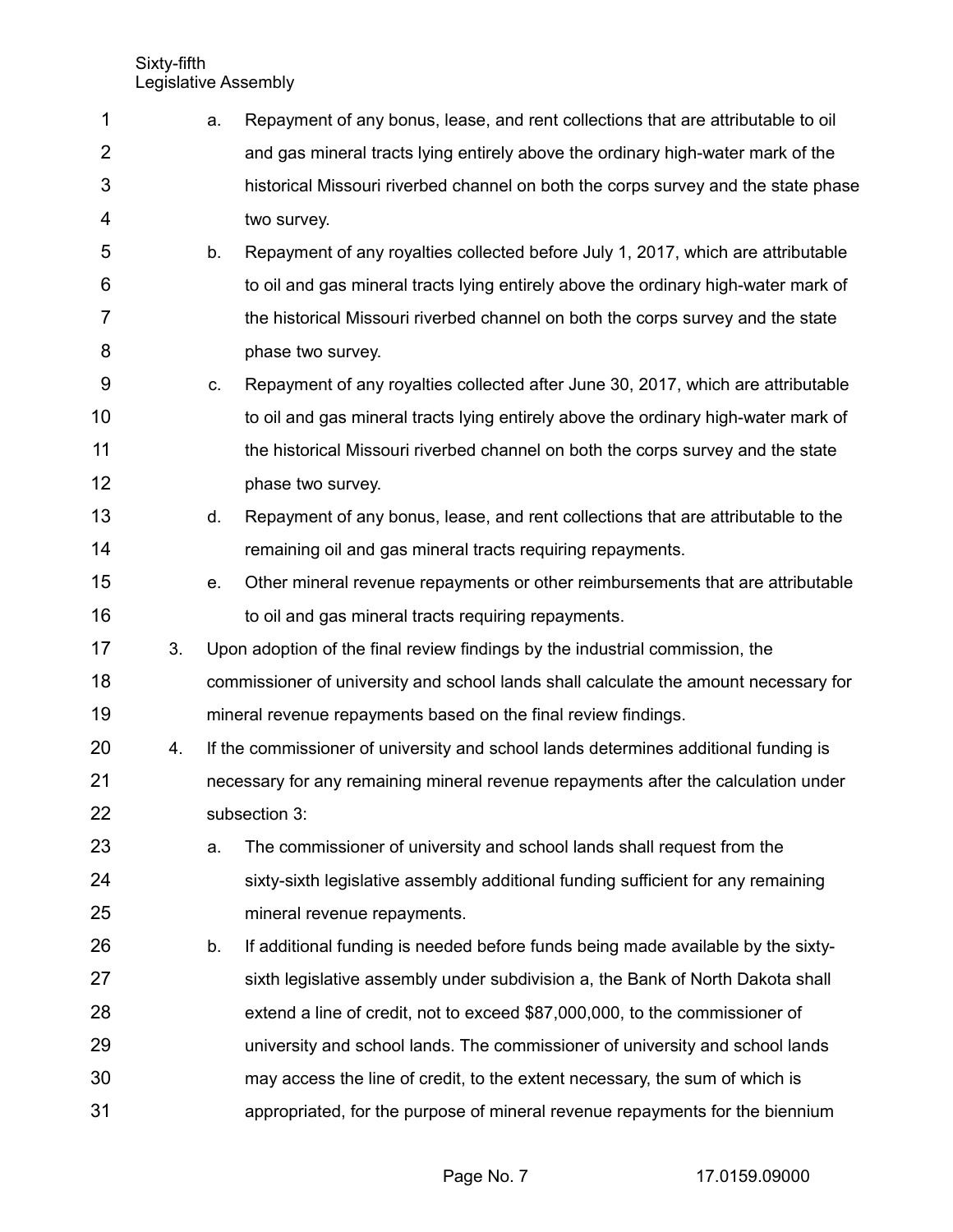a. Repayment of any bonus, lease, and rent collections that are attributable to oil and gas mineral tracts lying entirely above the ordinary high-water mark of the historical Missouri riverbed channel on both the corps survey and the state phase two survey.

b. Repayment of any royalties collected before July 1, 2017, which are attributable to oil and gas mineral tracts lying entirely above the ordinary high-water mark of the historical Missouri riverbed channel on both the corps survey and the state phase two survey.

c. Repayment of any royalties collected after June 30, 2017, which are attributable to oil and gas mineral tracts lying entirely above the ordinary high-water mark of the historical Missouri riverbed channel on both the corps survey and the state phase two survey.

d. Repayment of any bonus, lease, and rent collections that are attributable to the remaining oil and gas mineral tracts requiring repayments.

e. Other mineral revenue repayments or other reimbursements that are attributable to oil and gas mineral tracts requiring repayments.

3. Upon adoption of the final review findings by the industrial commission, the commissioner of university and school lands shall calculate the amount necessary for mineral revenue repayments based on the final review findings.

4. If the commissioner of university and school lands determines additional funding is necessary for any remaining mineral revenue repayments after the calculation under subsection 3:

   a. The commissioner of university and school lands shall request from the sixty-sixth legislative assembly additional funding sufficient for any remaining mineral revenue repayments.

   b. If additional funding is needed before funds being made available by the sixty-sixth legislative assembly under subdivision a, the Bank of North Dakota shall extend a line of credit, not to exceed $87,000,000, to the commissioner of university and school lands. The commissioner of university and school lands may access the line of credit, to the extent necessary, the sum of which is appropriated, for the purpose of mineral revenue repayments for the biennium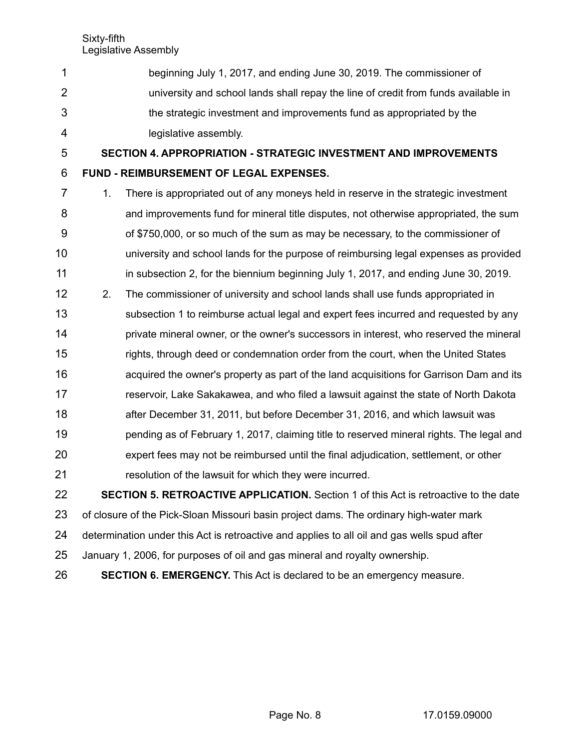beginning July 1, 2017, and ending June 30, 2019. The commissioner of university and school lands shall repay the line of credit from funds available in the strategic investment and improvements fund as appropriated by the legislative assembly.

**SECTION 4. APPROPRIATION - STRATEGIC INVESTMENT AND IMPROVEMENTS FUND - REIMBURSEMENT OF LEGAL EXPENSES.**

1. There is appropriated out of any moneys held in reserve in the strategic investment and improvements fund for mineral title disputes, not otherwise appropriated, the sum of $750,000, or so much of the sum as may be necessary, to the commissioner of university and school lands for the purpose of reimbursing legal expenses as provided in subsection 2, for the biennium beginning July 1, 2017, and ending June 30, 2019.
2. The commissioner of university and school lands shall use funds appropriated in subsection 1 to reimburse actual legal and expert fees incurred and requested by any private mineral owner, or the owner's successors in interest, who reserved the mineral rights, through deed or condemnation order from the court, when the United States acquired the owner's property as part of the land acquisitions for Garrison Dam and its reservoir, Lake Sakakawea, and who filed a lawsuit against the state of North Dakota after December 31, 2011, but before December 31, 2016, and which lawsuit was pending as of February 1, 2017, claiming title to reserved mineral rights. The legal and expert fees may not be reimbursed until the final adjudication, settlement, or other resolution of the lawsuit for which they were incurred.

**SECTION 5. RETROACTIVE APPLICATION.** Section 1 of this Act is retroactive to the date of closure of the Pick-Sloan Missouri basin project dams. The ordinary high-water mark determination under this Act is retroactive and applies to all oil and gas wells spud after January 1, 2006, for purposes of oil and gas mineral and royalty ownership.

**SECTION 6. EMERGENCY.** This Act is declared to be an emergency measure.